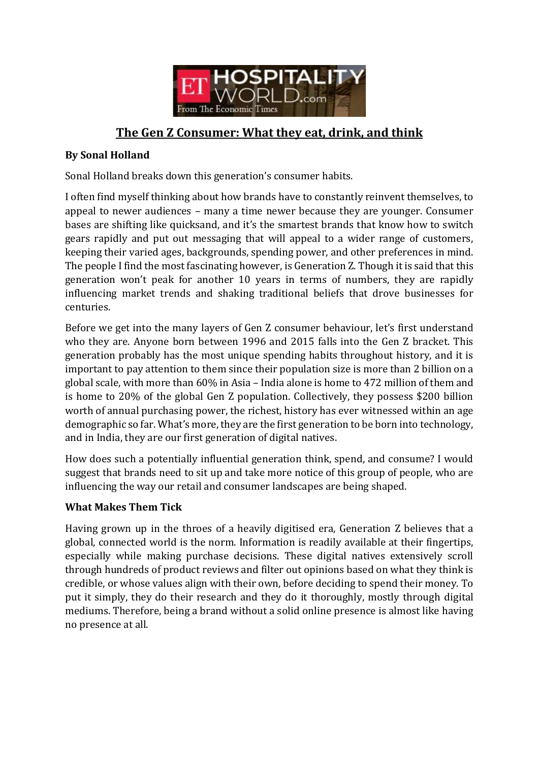# The Gen Z Consumer: What they eat, drink, and think

**By Sonal Holland**

Sonal Holland breaks down this generation's consumer habits.

I often find myself thinking about how brands have to constantly reinvent themselves, to appeal to newer audiences – many a time newer because they are younger. Consumer bases are shifting like quicksand, and it's the smartest brands that know how to switch gears rapidly and put out messaging that will appeal to a wider range of customers, keeping their varied ages, backgrounds, spending power, and other preferences in mind. The people I find the most fascinating however, is Generation Z. Though it is said that this generation won't peak for another 10 years in terms of numbers, they are rapidly influencing market trends and shaking traditional beliefs that drove businesses for centuries.

Before we get into the many layers of Gen Z consumer behaviour, let's first understand who they are. Anyone born between 1996 and 2015 falls into the Gen Z bracket. This generation probably has the most unique spending habits throughout history, and it is important to pay attention to them since their population size is more than 2 billion on a global scale, with more than 60% in Asia – India alone is home to 472 million of them and is home to 20% of the global Gen Z population. Collectively, they possess $200 billion worth of annual purchasing power, the richest, history has ever witnessed within an age demographic so far. What's more, they are the first generation to be born into technology, and in India, they are our first generation of digital natives.

How does such a potentially influential generation think, spend, and consume? I would suggest that brands need to sit up and take more notice of this group of people, who are influencing the way our retail and consumer landscapes are being shaped.

**What Makes Them Tick**

Having grown up in the throes of a heavily digitised era, Generation Z believes that a global, connected world is the norm. Information is readily available at their fingertips, especially while making purchase decisions. These digital natives extensively scroll through hundreds of product reviews and filter out opinions based on what they think is credible, or whose values align with their own, before deciding to spend their money. To put it simply, they do their research and they do it thoroughly, mostly through digital mediums. Therefore, being a brand without a solid online presence is almost like having no presence at all.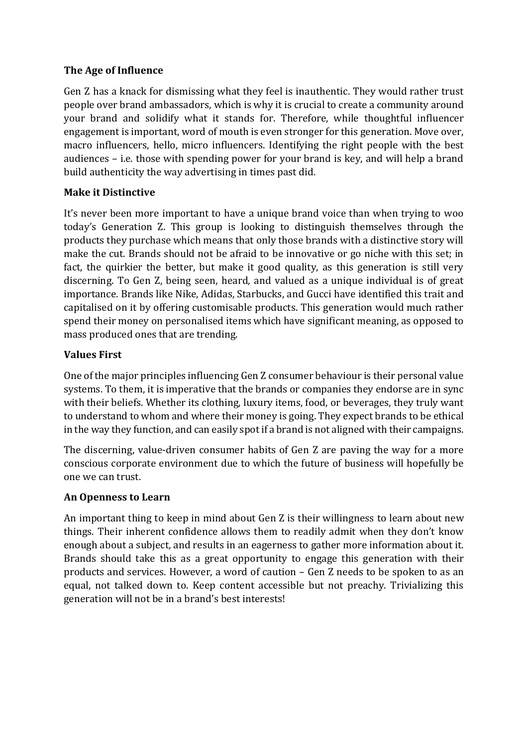**The Age of Influence**

Gen Z has a knack for dismissing what they feel is inauthentic. They would rather trust people over brand ambassadors, which is why it is crucial to create a community around your brand and solidify what it stands for. Therefore, while thoughtful influencer engagement is important, word of mouth is even stronger for this generation. Move over, macro influencers, hello, micro influencers. Identifying the right people with the best audiences – i.e. those with spending power for your brand is key, and will help a brand build authenticity the way advertising in times past did.

**Make it Distinctive**

It's never been more important to have a unique brand voice than when trying to woo today's Generation Z. This group is looking to distinguish themselves through the products they purchase which means that only those brands with a distinctive story will make the cut. Brands should not be afraid to be innovative or go niche with this set; in fact, the quirkier the better, but make it good quality, as this generation is still very discerning. To Gen Z, being seen, heard, and valued as a unique individual is of great importance. Brands like Nike, Adidas, Starbucks, and Gucci have identified this trait and capitalised on it by offering customisable products. This generation would much rather spend their money on personalised items which have significant meaning, as opposed to mass produced ones that are trending.

**Values First**

One of the major principles influencing Gen Z consumer behaviour is their personal value systems. To them, it is imperative that the brands or companies they endorse are in sync with their beliefs. Whether its clothing, luxury items, food, or beverages, they truly want to understand to whom and where their money is going. They expect brands to be ethical in the way they function, and can easily spot if a brand is not aligned with their campaigns.

The discerning, value-driven consumer habits of Gen Z are paving the way for a more conscious corporate environment due to which the future of business will hopefully be one we can trust.

**An Openness to Learn**

An important thing to keep in mind about Gen Z is their willingness to learn about new things. Their inherent confidence allows them to readily admit when they don't know enough about a subject, and results in an eagerness to gather more information about it. Brands should take this as a great opportunity to engage this generation with their products and services. However, a word of caution – Gen Z needs to be spoken to as an equal, not talked down to. Keep content accessible but not preachy. Trivializing this generation will not be in a brand's best interests!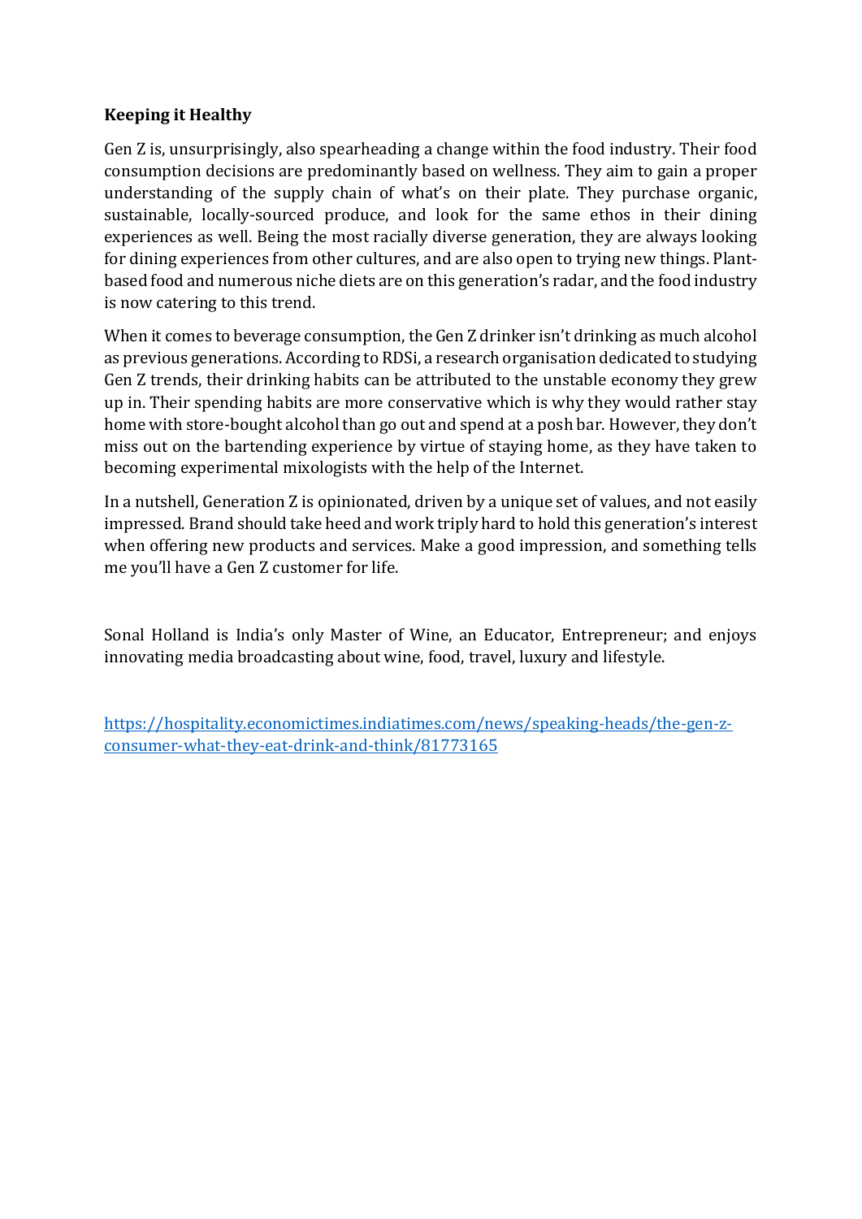**Keeping it Healthy**

Gen Z is, unsurprisingly, also spearheading a change within the food industry. Their food consumption decisions are predominantly based on wellness. They aim to gain a proper understanding of the supply chain of what's on their plate. They purchase organic, sustainable, locally-sourced produce, and look for the same ethos in their dining experiences as well. Being the most racially diverse generation, they are always looking for dining experiences from other cultures, and are also open to trying new things. Plant-based food and numerous niche diets are on this generation's radar, and the food industry is now catering to this trend.

When it comes to beverage consumption, the Gen Z drinker isn't drinking as much alcohol as previous generations. According to RDSi, a research organisation dedicated to studying Gen Z trends, their drinking habits can be attributed to the unstable economy they grew up in. Their spending habits are more conservative which is why they would rather stay home with store-bought alcohol than go out and spend at a posh bar. However, they don't miss out on the bartending experience by virtue of staying home, as they have taken to becoming experimental mixologists with the help of the Internet.

In a nutshell, Generation Z is opinionated, driven by a unique set of values, and not easily impressed. Brand should take heed and work triply hard to hold this generation's interest when offering new products and services. Make a good impression, and something tells me you'll have a Gen Z customer for life.

Sonal Holland is India's only Master of Wine, an Educator, Entrepreneur; and enjoys innovating media broadcasting about wine, food, travel, luxury and lifestyle.

[https://hospitality.economictimes.indiatimes.com/news/speaking-heads/the-gen-z-consumer-what-they-eat-drink-and-think/81773165](https://hospitality.economictimes.indiatimes.com/news/speaking-heads/the-gen-z-consumer-what-they-eat-drink-and-think/81773165)